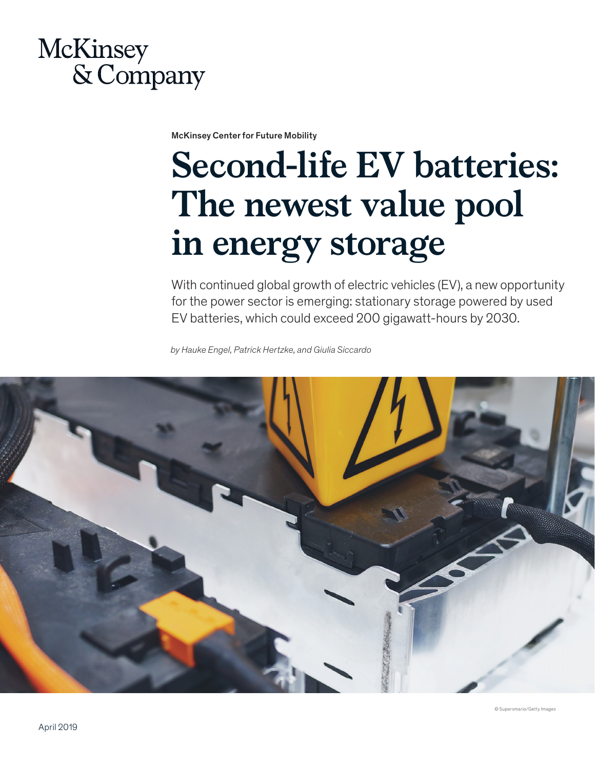McKinsey & Company

McKinsey Center for Future Mobility

# Second-life EV batteries: The newest value pool in energy storage

With continued global growth of electric vehicles (EV), a new opportunity for the power sector is emerging: stationary storage powered by used EV batteries, which could exceed 200 gigawatt-hours by 2030.

*by Hauke Engel, Patrick Hertzke, and Giulia Siccardo*

© Supersmario/Getty Images

April 2019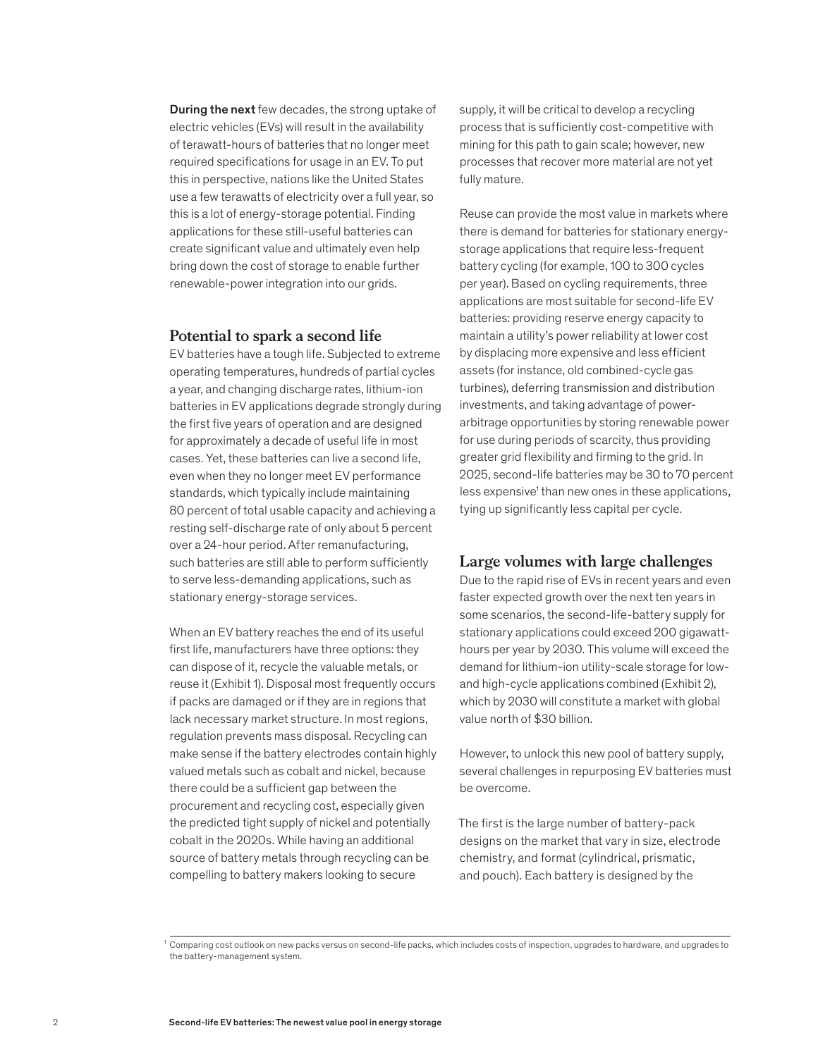**During the next** few decades, the strong uptake of electric vehicles (EVs) will result in the availability of terawatt-hours of batteries that no longer meet required specifications for usage in an EV. To put this in perspective, nations like the United States use a few terawatts of electricity over a full year, so this is a lot of energy-storage potential. Finding applications for these still-useful batteries can create significant value and ultimately even help bring down the cost of storage to enable further renewable-power integration into our grids.

## Potential to spark a second life

EV batteries have a tough life. Subjected to extreme operating temperatures, hundreds of partial cycles a year, and changing discharge rates, lithium-ion batteries in EV applications degrade strongly during the first five years of operation and are designed for approximately a decade of useful life in most cases. Yet, these batteries can live a second life, even when they no longer meet EV performance standards, which typically include maintaining 80 percent of total usable capacity and achieving a resting self-discharge rate of only about 5 percent over a 24-hour period. After remanufacturing, such batteries are still able to perform sufficiently to serve less-demanding applications, such as stationary energy-storage services.

When an EV battery reaches the end of its useful first life, manufacturers have three options: they can dispose of it, recycle the valuable metals, or reuse it (Exhibit 1). Disposal most frequently occurs if packs are damaged or if they are in regions that lack necessary market structure. In most regions, regulation prevents mass disposal. Recycling can make sense if the battery electrodes contain highly valued metals such as cobalt and nickel, because there could be a sufficient gap between the procurement and recycling cost, especially given the predicted tight supply of nickel and potentially cobalt in the 2020s. While having an additional source of battery metals through recycling can be compelling to battery makers looking to secure supply, it will be critical to develop a recycling process that is sufficiently cost-competitive with mining for this path to gain scale; however, new processes that recover more material are not yet fully mature.

Reuse can provide the most value in markets where there is demand for batteries for stationary energy-storage applications that require less-frequent battery cycling (for example, 100 to 300 cycles per year). Based on cycling requirements, three applications are most suitable for second-life EV batteries: providing reserve energy capacity to maintain a utility's power reliability at lower cost by displacing more expensive and less efficient assets (for instance, old combined-cycle gas turbines), deferring transmission and distribution investments, and taking advantage of power-arbitrage opportunities by storing renewable power for use during periods of scarcity, thus providing greater grid flexibility and firming to the grid. In 2025, second-life batteries may be 30 to 70 percent less expensive[1] than new ones in these applications, tying up significantly less capital per cycle.

## Large volumes with large challenges

Due to the rapid rise of EVs in recent years and even faster expected growth over the next ten years in some scenarios, the second-life-battery supply for stationary applications could exceed 200 gigawatt-hours per year by 2030. This volume will exceed the demand for lithium-ion utility-scale storage for low- and high-cycle applications combined (Exhibit 2), which by 2030 will constitute a market with global value north of $30 billion.

However, to unlock this new pool of battery supply, several challenges in repurposing EV batteries must be overcome.

The first is the large number of battery-pack designs on the market that vary in size, electrode chemistry, and format (cylindrical, prismatic, and pouch). Each battery is designed by the

---

[1] Comparing cost outlook on new packs versus on second-life packs, which includes costs of inspection, upgrades to hardware, and upgrades to the battery-management system.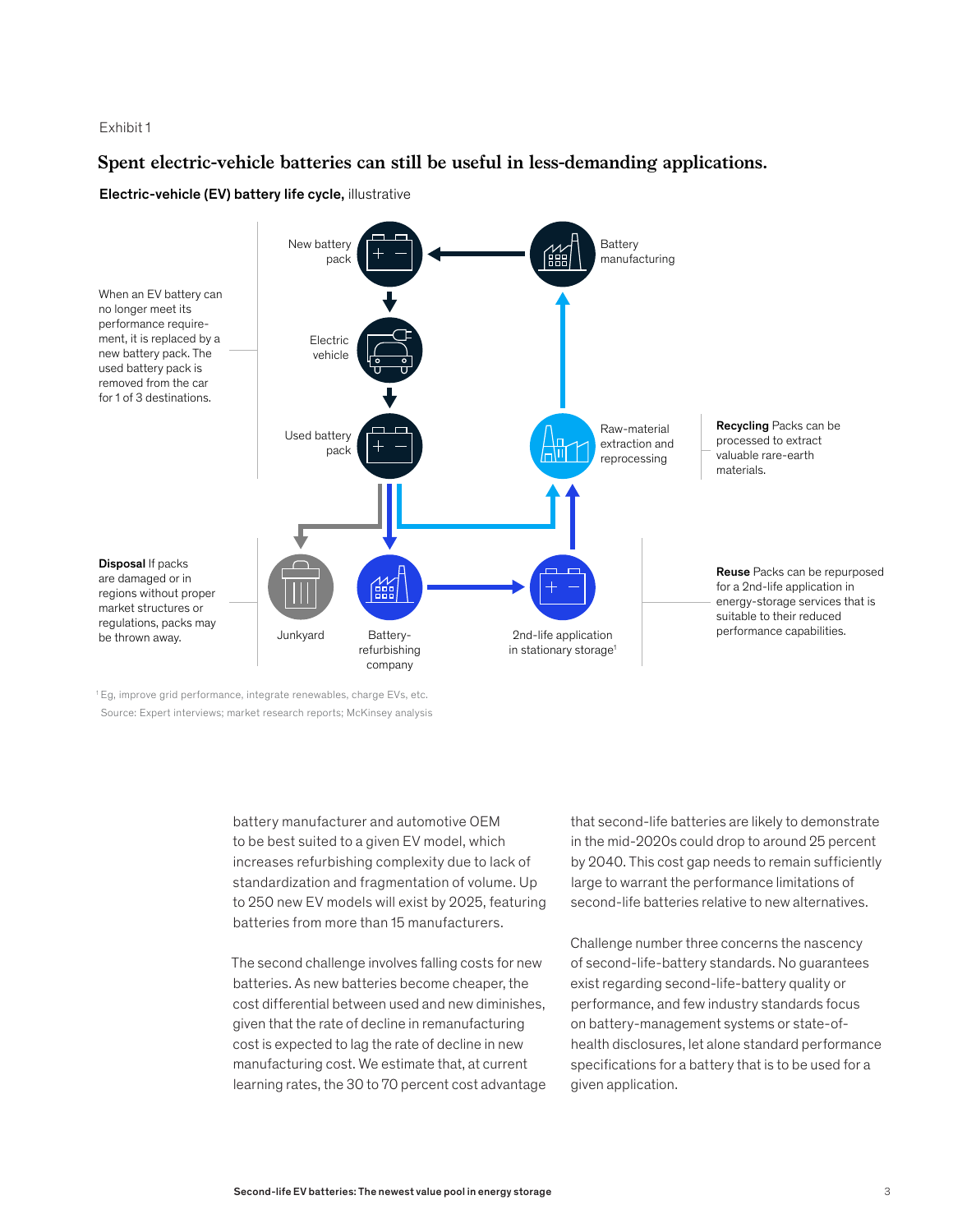Exhibit 1

## Spent electric-vehicle batteries can still be useful in less-demanding applications.

**Electric-vehicle (EV) battery life cycle,** illustrative

When an EV battery can no longer meet its performance requirement, it is replaced by a new battery pack. The used battery pack is removed from the car for 1 of 3 destinations.

New battery pack

Electric vehicle

Used battery pack

Battery manufacturing

Raw-material extraction and reprocessing

**Recycling** Packs can be processed to extract valuable rare-earth materials.

**Disposal** If packs are damaged or in regions without proper market structures or regulations, packs may be thrown away.

Junkyard

Battery-refurbishing company

2nd-life application in stationary storage[1]

**Reuse** Packs can be repurposed for a 2nd-life application in energy-storage services that is suitable to their reduced performance capabilities.

[1] Eg, improve grid performance, integrate renewables, charge EVs, etc.

Source: Expert interviews; market research reports; McKinsey analysis

battery manufacturer and automotive OEM to be best suited to a given EV model, which increases refurbishing complexity due to lack of standardization and fragmentation of volume. Up to 250 new EV models will exist by 2025, featuring batteries from more than 15 manufacturers.

The second challenge involves falling costs for new batteries. As new batteries become cheaper, the cost differential between used and new diminishes, given that the rate of decline in remanufacturing cost is expected to lag the rate of decline in new manufacturing cost. We estimate that, at current learning rates, the 30 to 70 percent cost advantage that second-life batteries are likely to demonstrate in the mid-2020s could drop to around 25 percent by 2040. This cost gap needs to remain sufficiently large to warrant the performance limitations of second-life batteries relative to new alternatives.

Challenge number three concerns the nascency of second-life-battery standards. No guarantees exist regarding second-life-battery quality or performance, and few industry standards focus on battery-management systems or state-of-health disclosures, let alone standard performance specifications for a battery that is to be used for a given application.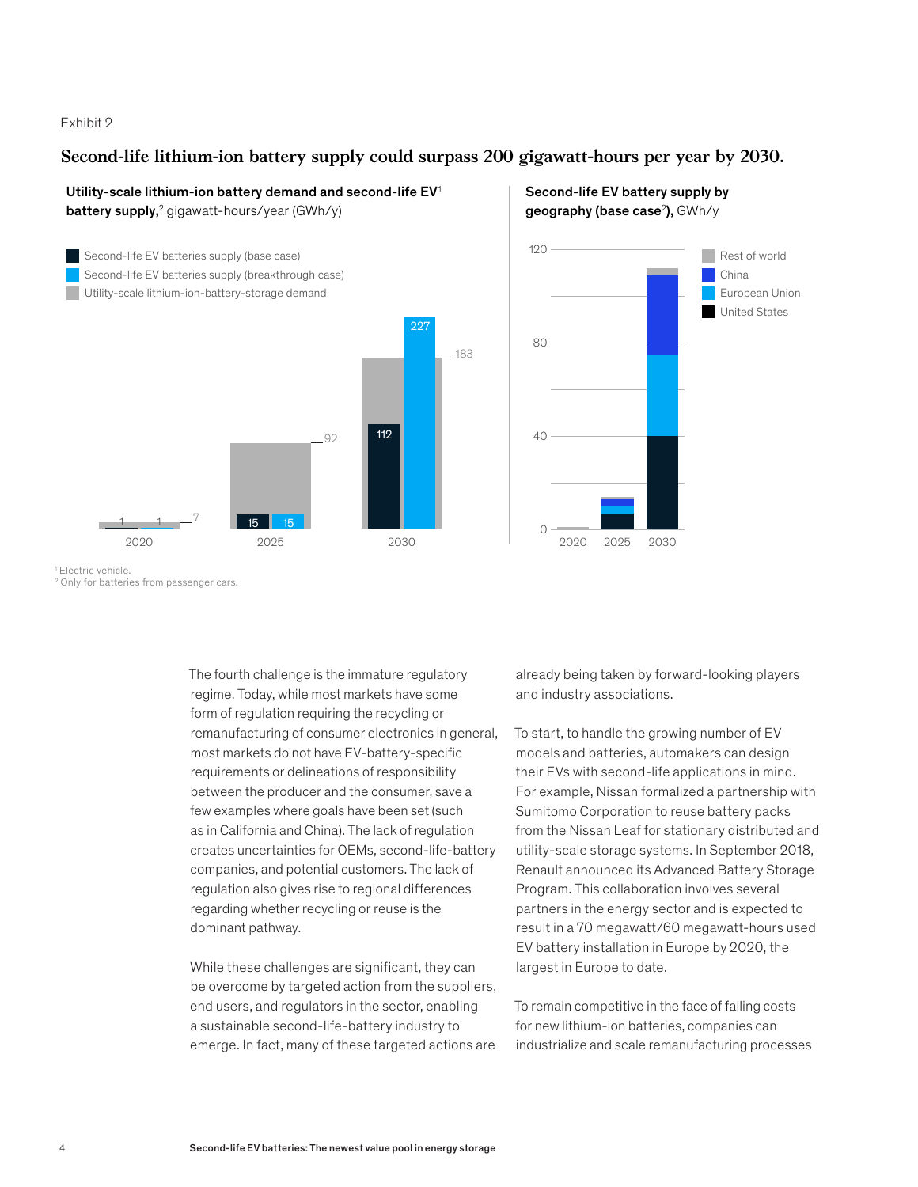Exhibit 2

**Second-life lithium-ion battery supply could surpass 200 gigawatt-hours per year by 2030.**

**Utility-scale lithium-ion battery demand and second-life EV[1] battery supply,[2]** gigawatt-hours/year (GWh/y)

| | 2020 | 2025 | 2030 |
|---|---|---|---|
| Second-life EV batteries supply (base case) | 1 | 15 | 112 |
| Second-life EV batteries supply (breakthrough case) | 1 | 15 | 227 |
| Utility-scale lithium-ion-battery-storage demand | 7 | 92 | 183 |

**Second-life EV battery supply by geography (base case[2]),** GWh/y

Rest of world, China, European Union, United States — 2020, 2025, 2030

[1] Electric vehicle.
[2] Only for batteries from passenger cars.

The fourth challenge is the immature regulatory regime. Today, while most markets have some form of regulation requiring the recycling or remanufacturing of consumer electronics in general, most markets do not have EV-battery-specific requirements or delineations of responsibility between the producer and the consumer, save a few examples where goals have been set (such as in California and China). The lack of regulation creates uncertainties for OEMs, second-life-battery companies, and potential customers. The lack of regulation also gives rise to regional differences regarding whether recycling or reuse is the dominant pathway.

While these challenges are significant, they can be overcome by targeted action from the suppliers, end users, and regulators in the sector, enabling a sustainable second-life-battery industry to emerge. In fact, many of these targeted actions are already being taken by forward-looking players and industry associations.

To start, to handle the growing number of EV models and batteries, automakers can design their EVs with second-life applications in mind. For example, Nissan formalized a partnership with Sumitomo Corporation to reuse battery packs from the Nissan Leaf for stationary distributed and utility-scale storage systems. In September 2018, Renault announced its Advanced Battery Storage Program. This collaboration involves several partners in the energy sector and is expected to result in a 70 megawatt/60 megawatt-hours used EV battery installation in Europe by 2020, the largest in Europe to date.

To remain competitive in the face of falling costs for new lithium-ion batteries, companies can industrialize and scale remanufacturing processes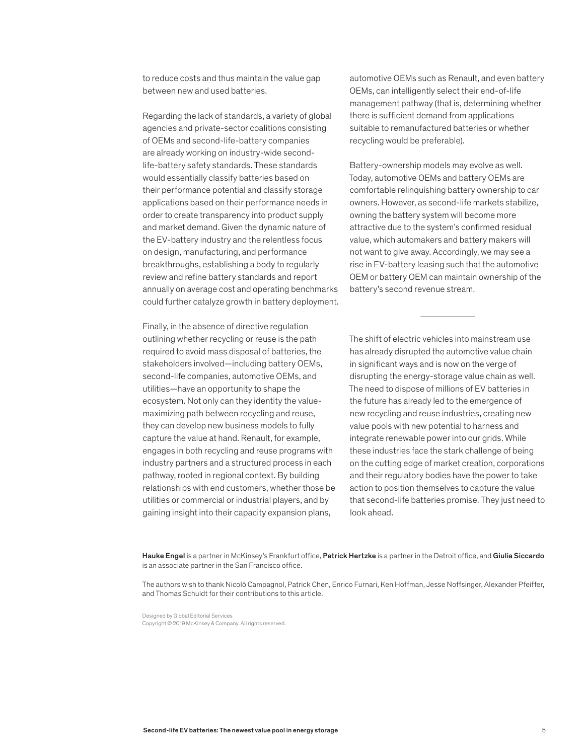to reduce costs and thus maintain the value gap between new and used batteries.

Regarding the lack of standards, a variety of global agencies and private-sector coalitions consisting of OEMs and second-life-battery companies are already working on industry-wide second-life-battery safety standards. These standards would essentially classify batteries based on their performance potential and classify storage applications based on their performance needs in order to create transparency into product supply and market demand. Given the dynamic nature of the EV-battery industry and the relentless focus on design, manufacturing, and performance breakthroughs, establishing a body to regularly review and refine battery standards and report annually on average cost and operating benchmarks could further catalyze growth in battery deployment.

Finally, in the absence of directive regulation outlining whether recycling or reuse is the path required to avoid mass disposal of batteries, the stakeholders involved—including battery OEMs, second-life companies, automotive OEMs, and utilities—have an opportunity to shape the ecosystem. Not only can they identity the value-maximizing path between recycling and reuse, they can develop new business models to fully capture the value at hand. Renault, for example, engages in both recycling and reuse programs with industry partners and a structured process in each pathway, rooted in regional context. By building relationships with end customers, whether those be utilities or commercial or industrial players, and by gaining insight into their capacity expansion plans, automotive OEMs such as Renault, and even battery OEMs, can intelligently select their end-of-life management pathway (that is, determining whether there is sufficient demand from applications suitable to remanufactured batteries or whether recycling would be preferable).

Battery-ownership models may evolve as well. Today, automotive OEMs and battery OEMs are comfortable relinquishing battery ownership to car owners. However, as second-life markets stabilize, owning the battery system will become more attractive due to the system's confirmed residual value, which automakers and battery makers will not want to give away. Accordingly, we may see a rise in EV-battery leasing such that the automotive OEM or battery OEM can maintain ownership of the battery's second revenue stream.

---

The shift of electric vehicles into mainstream use has already disrupted the automotive value chain in significant ways and is now on the verge of disrupting the energy-storage value chain as well. The need to dispose of millions of EV batteries in the future has already led to the emergence of new recycling and reuse industries, creating new value pools with new potential to harness and integrate renewable power into our grids. While these industries face the stark challenge of being on the cutting edge of market creation, corporations and their regulatory bodies have the power to take action to position themselves to capture the value that second-life batteries promise. They just need to look ahead.

**Hauke Engel** is a partner in McKinsey's Frankfurt office, **Patrick Hertzke** is a partner in the Detroit office, and **Giulia Siccardo** is an associate partner in the San Francisco office.

The authors wish to thank Nicolò Campagnol, Patrick Chen, Enrico Furnari, Ken Hoffman, Jesse Noffsinger, Alexander Pfeiffer, and Thomas Schuldt for their contributions to this article.

Designed by Global Editorial Services
Copyright © 2019 McKinsey & Company. All rights reserved.